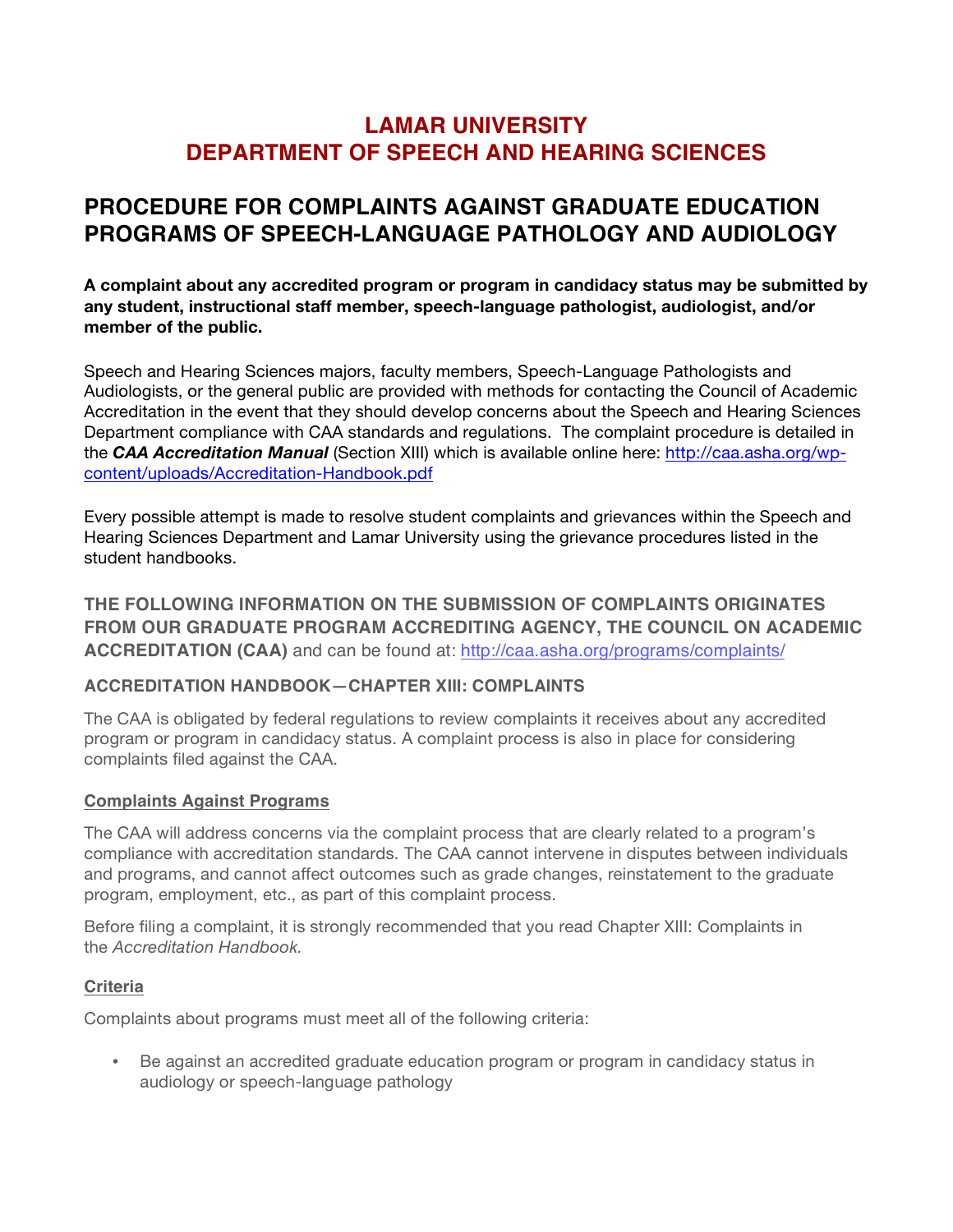# LAMAR UNIVERSITY
# DEPARTMENT OF SPEECH AND HEARING SCIENCES

## PROCEDURE FOR COMPLAINTS AGAINST GRADUATE EDUCATION PROGRAMS OF SPEECH-LANGUAGE PATHOLOGY AND AUDIOLOGY

**A complaint about any accredited program or program in candidacy status may be submitted by any student, instructional staff member, speech-language pathologist, audiologist, and/or member of the public.**

Speech and Hearing Sciences majors, faculty members, Speech-Language Pathologists and Audiologists, or the general public are provided with methods for contacting the Council of Academic Accreditation in the event that they should develop concerns about the Speech and Hearing Sciences Department compliance with CAA standards and regulations. The complaint procedure is detailed in the ***CAA Accreditation Manual*** (Section XIII) which is available online here: [http://caa.asha.org/wp-content/uploads/Accreditation-Handbook.pdf](http://caa.asha.org/wp-content/uploads/Accreditation-Handbook.pdf)

Every possible attempt is made to resolve student complaints and grievances within the Speech and Hearing Sciences Department and Lamar University using the grievance procedures listed in the student handbooks.

**THE FOLLOWING INFORMATION ON THE SUBMISSION OF COMPLAINTS ORIGINATES FROM OUR GRADUATE PROGRAM ACCREDITING AGENCY, THE COUNCIL ON ACADEMIC ACCREDITATION (CAA)** and can be found at: [http://caa.asha.org/programs/complaints/](http://caa.asha.org/programs/complaints/)

### ACCREDITATION HANDBOOK—CHAPTER XIII: COMPLAINTS

The CAA is obligated by federal regulations to review complaints it receives about any accredited program or program in candidacy status. A complaint process is also in place for considering complaints filed against the CAA.

#### Complaints Against Programs

The CAA will address concerns via the complaint process that are clearly related to a program's compliance with accreditation standards. The CAA cannot intervene in disputes between individuals and programs, and cannot affect outcomes such as grade changes, reinstatement to the graduate program, employment, etc., as part of this complaint process.

Before filing a complaint, it is strongly recommended that you read Chapter XIII: Complaints in the *Accreditation Handbook*.

#### Criteria

Complaints about programs must meet all of the following criteria:

- Be against an accredited graduate education program or program in candidacy status in audiology or speech-language pathology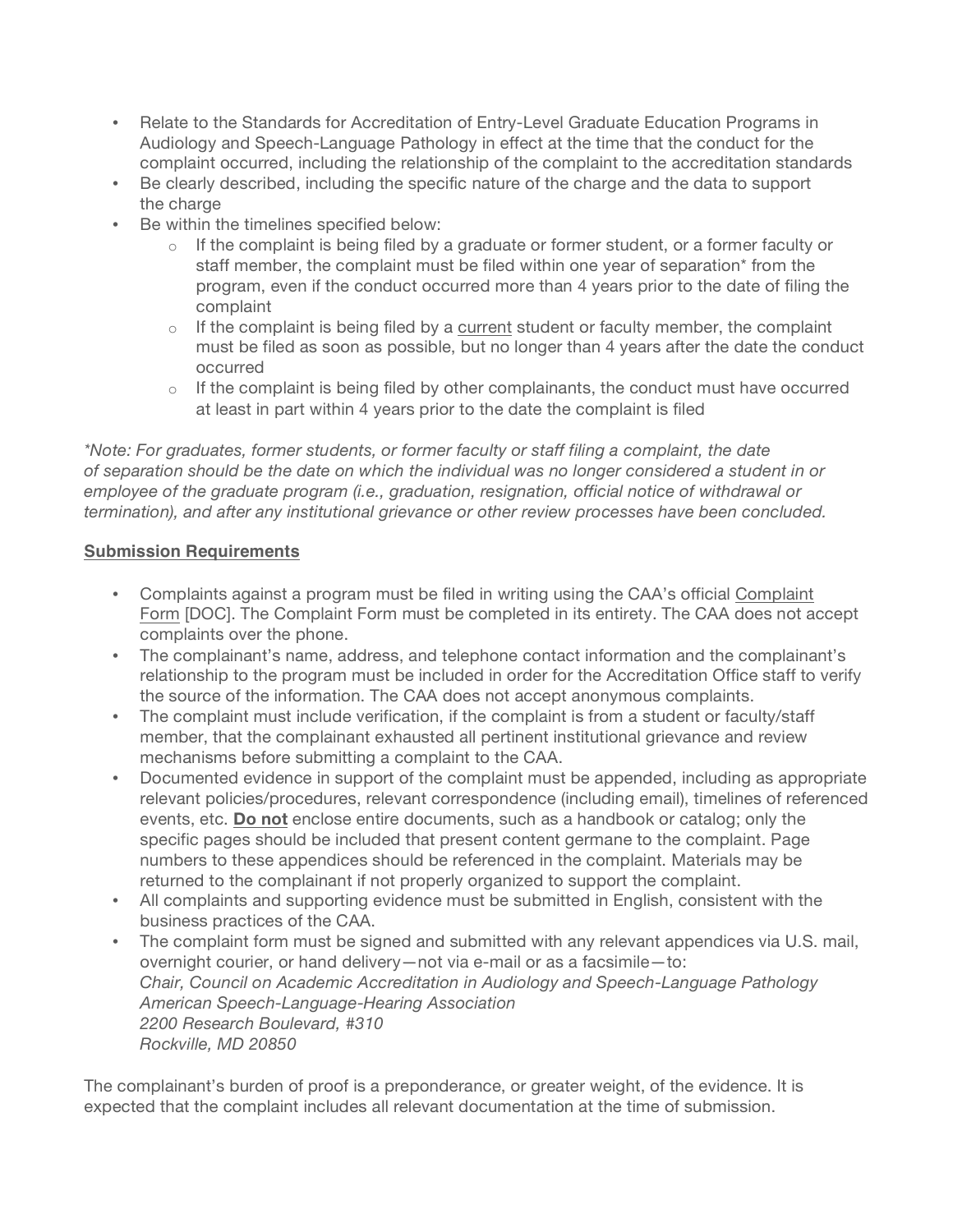- Relate to the Standards for Accreditation of Entry-Level Graduate Education Programs in Audiology and Speech-Language Pathology in effect at the time that the conduct for the complaint occurred, including the relationship of the complaint to the accreditation standards
- Be clearly described, including the specific nature of the charge and the data to support the charge
- Be within the timelines specified below:
  - If the complaint is being filed by a graduate or former student, or a former faculty or staff member, the complaint must be filed within one year of separation* from the program, even if the conduct occurred more than 4 years prior to the date of filing the complaint
  - If the complaint is being filed by a current student or faculty member, the complaint must be filed as soon as possible, but no longer than 4 years after the date the conduct occurred
  - If the complaint is being filed by other complainants, the conduct must have occurred at least in part within 4 years prior to the date the complaint is filed

*\*Note: For graduates, former students, or former faculty or staff filing a complaint, the date of separation should be the date on which the individual was no longer considered a student in or employee of the graduate program (i.e., graduation, resignation, official notice of withdrawal or termination), and after any institutional grievance or other review processes have been concluded.*

**Submission Requirements**

- Complaints against a program must be filed in writing using the CAA's official Complaint Form [DOC]. The Complaint Form must be completed in its entirety. The CAA does not accept complaints over the phone.
- The complainant's name, address, and telephone contact information and the complainant's relationship to the program must be included in order for the Accreditation Office staff to verify the source of the information. The CAA does not accept anonymous complaints.
- The complaint must include verification, if the complaint is from a student or faculty/staff member, that the complainant exhausted all pertinent institutional grievance and review mechanisms before submitting a complaint to the CAA.
- Documented evidence in support of the complaint must be appended, including as appropriate relevant policies/procedures, relevant correspondence (including email), timelines of referenced events, etc. **Do not** enclose entire documents, such as a handbook or catalog; only the specific pages should be included that present content germane to the complaint. Page numbers to these appendices should be referenced in the complaint. Materials may be returned to the complainant if not properly organized to support the complaint.
- All complaints and supporting evidence must be submitted in English, consistent with the business practices of the CAA.
- The complaint form must be signed and submitted with any relevant appendices via U.S. mail, overnight courier, or hand delivery—not via e-mail or as a facsimile—to:
  *Chair, Council on Academic Accreditation in Audiology and Speech-Language Pathology*
  *American Speech-Language-Hearing Association*
  *2200 Research Boulevard, #310*
  *Rockville, MD 20850*

The complainant's burden of proof is a preponderance, or greater weight, of the evidence. It is expected that the complaint includes all relevant documentation at the time of submission.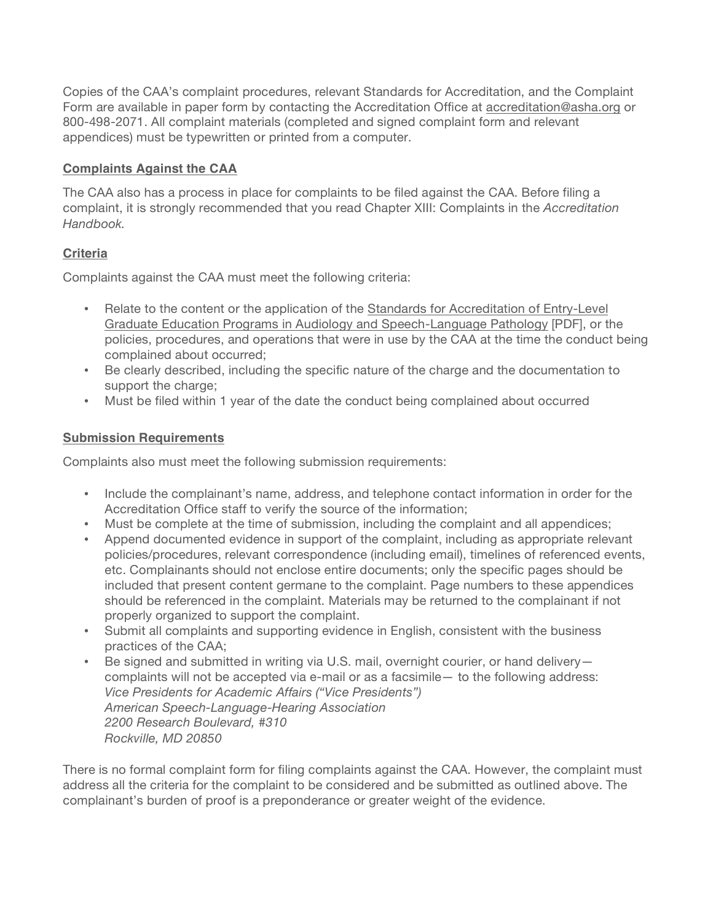Copies of the CAA's complaint procedures, relevant Standards for Accreditation, and the Complaint Form are available in paper form by contacting the Accreditation Office at accreditation@asha.org or 800-498-2071. All complaint materials (completed and signed complaint form and relevant appendices) must be typewritten or printed from a computer.

## Complaints Against the CAA

The CAA also has a process in place for complaints to be filed against the CAA. Before filing a complaint, it is strongly recommended that you read Chapter XIII: Complaints in the *Accreditation Handbook.*

### Criteria

Complaints against the CAA must meet the following criteria:

- Relate to the content or the application of the Standards for Accreditation of Entry-Level Graduate Education Programs in Audiology and Speech-Language Pathology [PDF], or the policies, procedures, and operations that were in use by the CAA at the time the conduct being complained about occurred;
- Be clearly described, including the specific nature of the charge and the documentation to support the charge;
- Must be filed within 1 year of the date the conduct being complained about occurred

### Submission Requirements

Complaints also must meet the following submission requirements:

- Include the complainant's name, address, and telephone contact information in order for the Accreditation Office staff to verify the source of the information;
- Must be complete at the time of submission, including the complaint and all appendices;
- Append documented evidence in support of the complaint, including as appropriate relevant policies/procedures, relevant correspondence (including email), timelines of referenced events, etc. Complainants should not enclose entire documents; only the specific pages should be included that present content germane to the complaint. Page numbers to these appendices should be referenced in the complaint. Materials may be returned to the complainant if not properly organized to support the complaint.
- Submit all complaints and supporting evidence in English, consistent with the business practices of the CAA;
- Be signed and submitted in writing via U.S. mail, overnight courier, or hand delivery—complaints will not be accepted via e-mail or as a facsimile— to the following address:  
  *Vice Presidents for Academic Affairs ("Vice Presidents")*  
  *American Speech-Language-Hearing Association*  
  *2200 Research Boulevard, #310*  
  *Rockville, MD 20850*

There is no formal complaint form for filing complaints against the CAA. However, the complaint must address all the criteria for the complaint to be considered and be submitted as outlined above. The complainant's burden of proof is a preponderance or greater weight of the evidence.